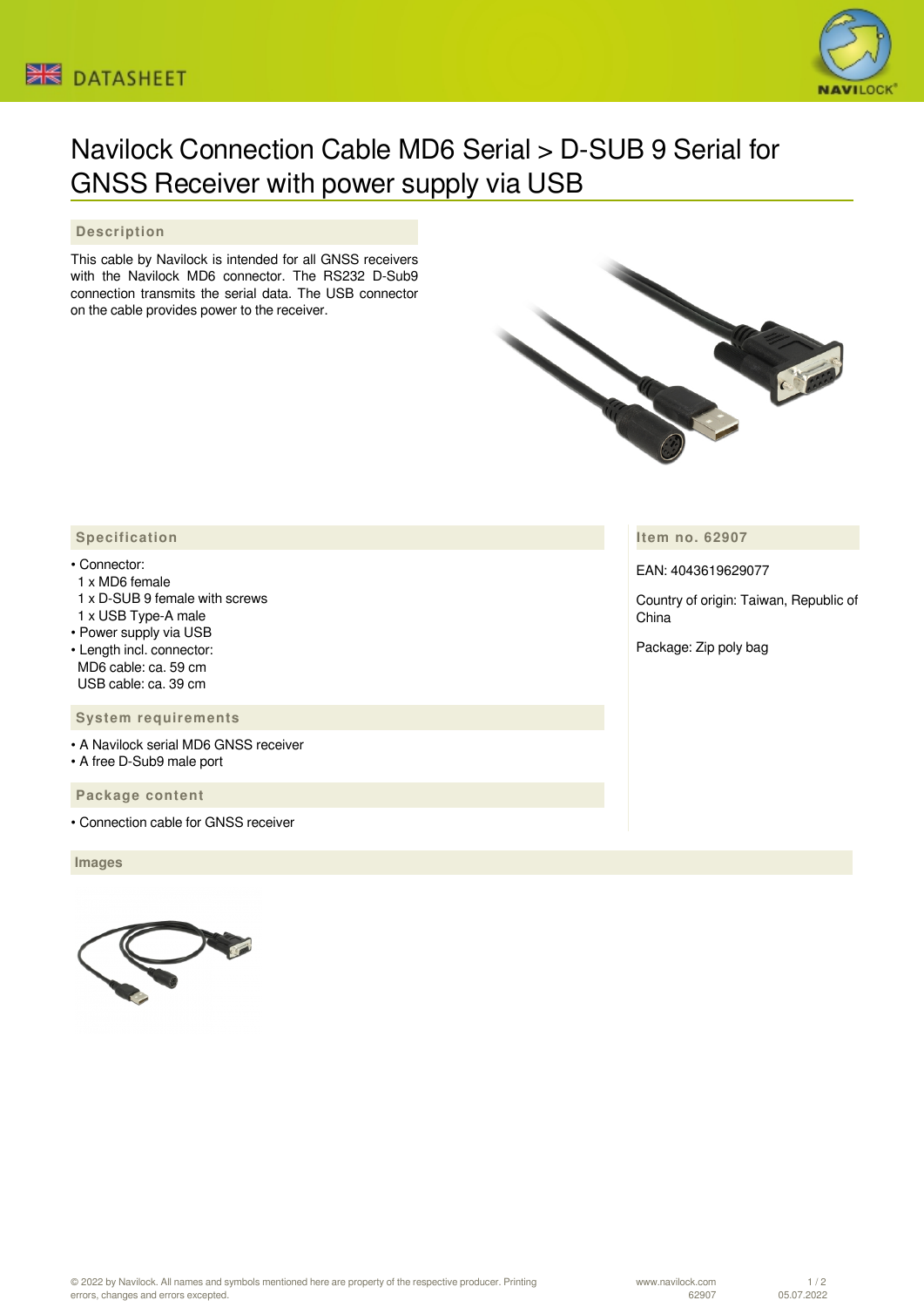DATASHEET

# Navilock Connection Cable MD6 Serial > D-SUB 9 Serial for GNSS Receiver with power supply via USB

## Description

This cable by Navilock is intended for all GNSS receivers with the Navilock MD6 connector. The RS232 D-Sub9 connection transmits the serial data. The USB connector on the cable provides power to the receiver.

## Specification

- Connector:
  1 x MD6 female
  1 x D-SUB 9 female with screws
  1 x USB Type-A male
- Power supply via USB
- Length incl. connector:
  MD6 cable: ca. 59 cm
  USB cable: ca. 39 cm

## System requirements

- A Navilock serial MD6 GNSS receiver
- A free D-Sub9 male port

## Package content

- Connection cable for GNSS receiver

## Item no. 62907

EAN: 4043619629077

Country of origin: Taiwan, Republic of China

Package: Zip poly bag

## Images

© 2022 by Navilock. All names and symbols mentioned here are property of the respective producer. Printing errors, changes and errors excepted.

www.navilock.com
62907
05.07.2022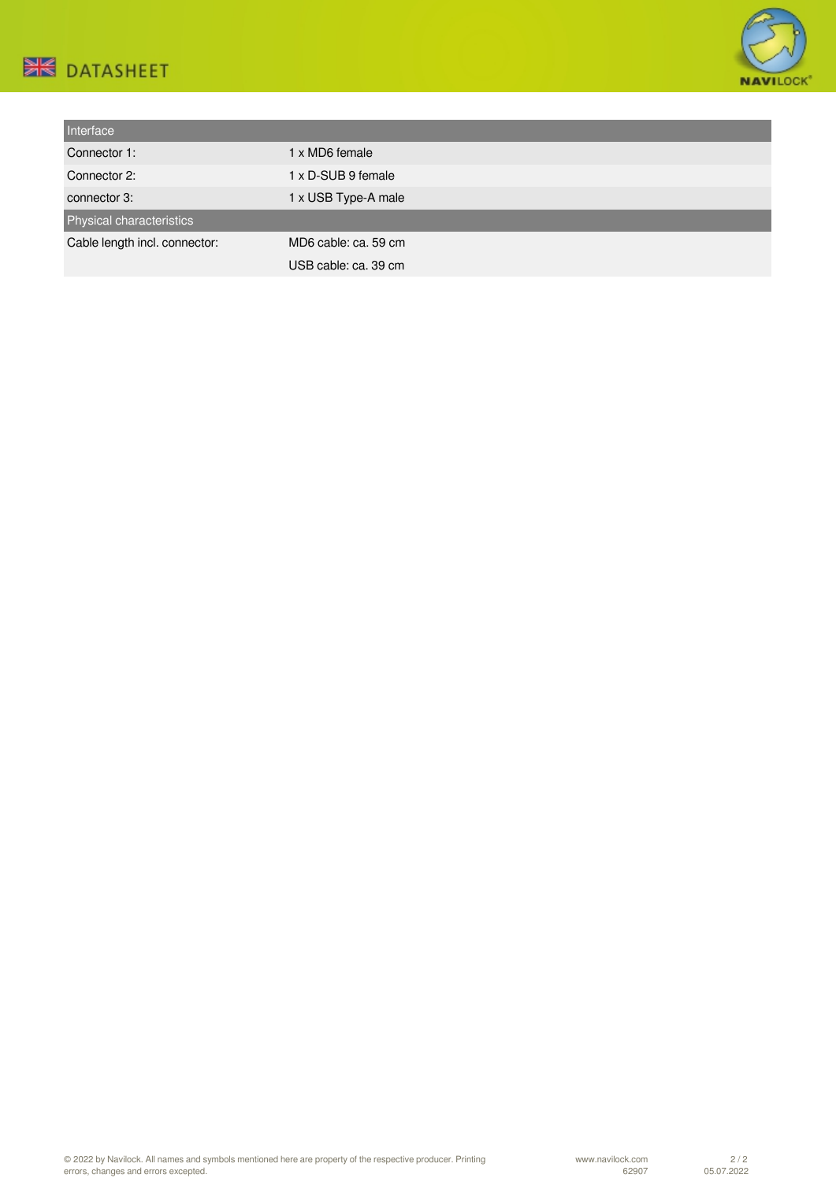| Interface | |
|---|---|
| Connector 1: | 1 x MD6 female |
| Connector 2: | 1 x D-SUB 9 female |
| connector 3: | 1 x USB Type-A male |
| **Physical characteristics** | |
| Cable length incl. connector: | MD6 cable: ca. 59 cm |
| | USB cable: ca. 39 cm |

© 2022 by Navilock. All names and symbols mentioned here are property of the respective producer. Printing errors, changes and errors excepted.

www.navilock.com
62907

05.07.2022